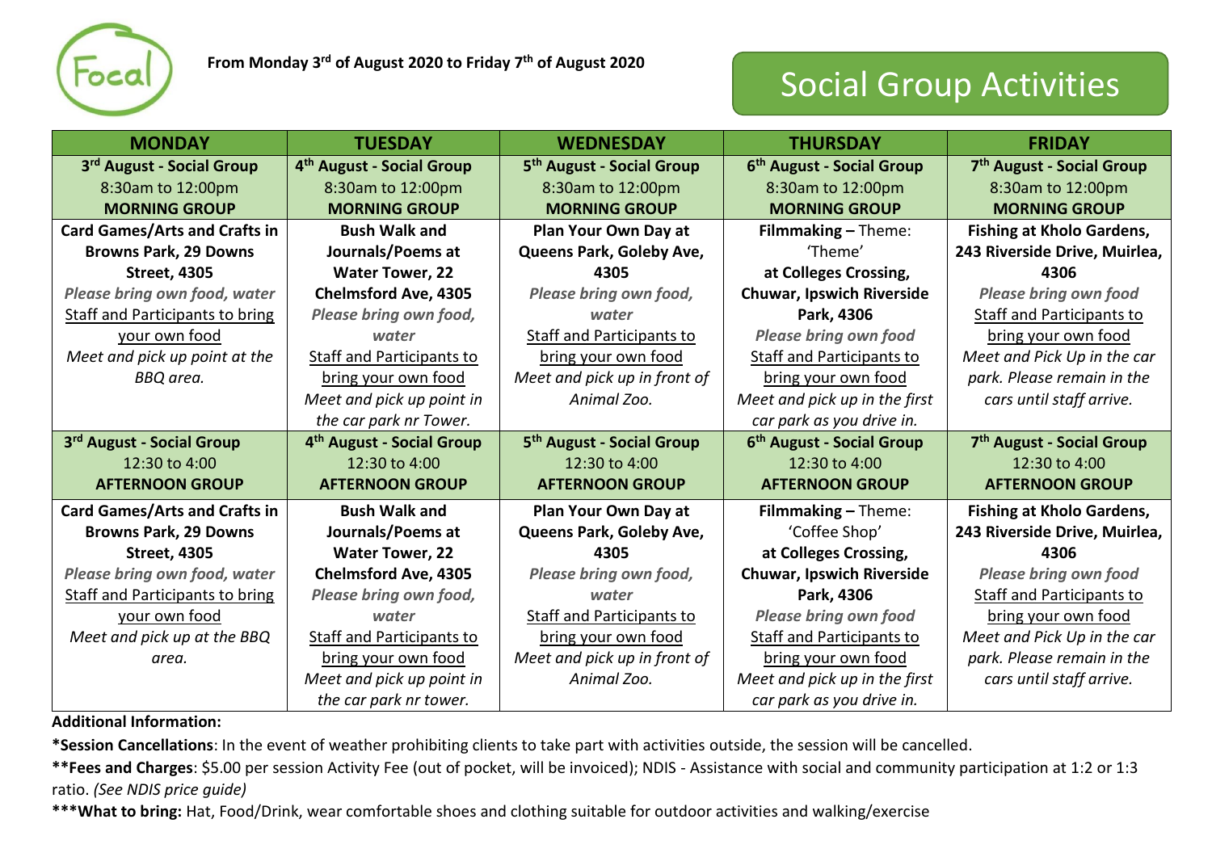Focal

**From Monday 3rd of August 2020 to Friday 7th of August 2020**

# Social Group Activities

| MONDAY | TUESDAY | WEDNESDAY | THURSDAY | FRIDAY |
|---|---|---|---|---|
| **3rd August - Social Group** 8:30am to 12:00pm **MORNING GROUP** | **4th August - Social Group** 8:30am to 12:00pm **MORNING GROUP** | **5th August - Social Group** 8:30am to 12:00pm **MORNING GROUP** | **6th August - Social Group** 8:30am to 12:00pm **MORNING GROUP** | **7th August - Social Group** 8:30am to 12:00pm **MORNING GROUP** |
| **Card Games/Arts and Crafts in Browns Park, 29 Downs Street, 4305** ***Please bring own food, water*** Staff and Participants to bring your own food *Meet and pick up point at the BBQ area.* | **Bush Walk and Journals/Poems at Water Tower, 22 Chelmsford Ave, 4305** ***Please bring own food, water*** Staff and Participants to bring your own food *Meet and pick up point in the car park nr Tower.* | **Plan Your Own Day at Queens Park, Goleby Ave, 4305** ***Please bring own food, water*** Staff and Participants to bring your own food *Meet and pick up in front of Animal Zoo.* | **Filmmaking –** Theme: 'Theme' **at Colleges Crossing, Chuwar, Ipswich Riverside Park, 4306** ***Please bring own food*** Staff and Participants to bring your own food *Meet and pick up in the first car park as you drive in.* | **Fishing at Kholo Gardens, 243 Riverside Drive, Muirlea, 4306** ***Please bring own food*** Staff and Participants to bring your own food *Meet and Pick Up in the car park. Please remain in the cars until staff arrive.* |
| **3rd August - Social Group** 12:30 to 4:00 **AFTERNOON GROUP** | **4th August - Social Group** 12:30 to 4:00 **AFTERNOON GROUP** | **5th August - Social Group** 12:30 to 4:00 **AFTERNOON GROUP** | **6th August - Social Group** 12:30 to 4:00 **AFTERNOON GROUP** | **7th August - Social Group** 12:30 to 4:00 **AFTERNOON GROUP** |
| **Card Games/Arts and Crafts in Browns Park, 29 Downs Street, 4305** ***Please bring own food, water*** Staff and Participants to bring your own food *Meet and pick up at the BBQ area.* | **Bush Walk and Journals/Poems at Water Tower, 22 Chelmsford Ave, 4305** ***Please bring own food, water*** Staff and Participants to bring your own food *Meet and pick up point in the car park nr tower.* | **Plan Your Own Day at Queens Park, Goleby Ave, 4305** ***Please bring own food, water*** Staff and Participants to bring your own food *Meet and pick up in front of Animal Zoo.* | **Filmmaking –** Theme: 'Coffee Shop' **at Colleges Crossing, Chuwar, Ipswich Riverside Park, 4306** ***Please bring own food*** Staff and Participants to bring your own food *Meet and pick up in the first car park as you drive in.* | **Fishing at Kholo Gardens, 243 Riverside Drive, Muirlea, 4306** ***Please bring own food*** Staff and Participants to bring your own food *Meet and Pick Up in the car park. Please remain in the cars until staff arrive.* |

**Additional Information:**

***Session Cancellations**: In the event of weather prohibiting clients to take part with activities outside, the session will be cancelled.

****Fees and Charges**: $5.00 per session Activity Fee (out of pocket, will be invoiced); NDIS - Assistance with social and community participation at 1:2 or 1:3 ratio. *(See NDIS price guide)*

*****What to bring:** Hat, Food/Drink, wear comfortable shoes and clothing suitable for outdoor activities and walking/exercise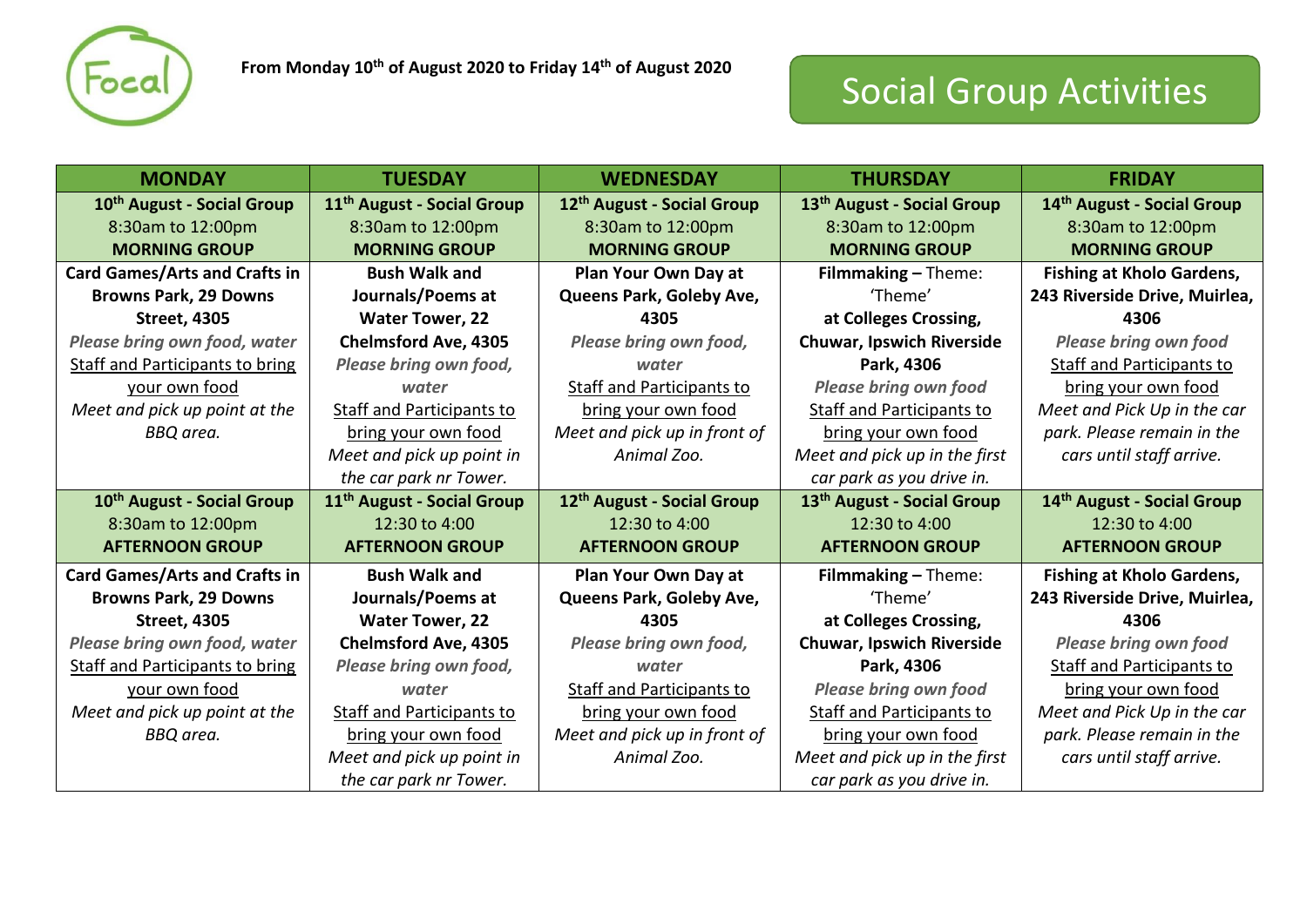Focal

From Monday 10th of August 2020 to Friday 14th of August 2020

# Social Group Activities

| MONDAY | TUESDAY | WEDNESDAY | THURSDAY | FRIDAY |
|---|---|---|---|---|
| **10th August - Social Group**<br>8:30am to 12:00pm<br>**MORNING GROUP** | **11th August - Social Group**<br>8:30am to 12:00pm<br>**MORNING GROUP** | **12th August - Social Group**<br>8:30am to 12:00pm<br>**MORNING GROUP** | **13th August - Social Group**<br>8:30am to 12:00pm<br>**MORNING GROUP** | **14th August - Social Group**<br>8:30am to 12:00pm<br>**MORNING GROUP** |
| **Card Games/Arts and Crafts in Browns Park, 29 Downs Street, 4305**<br>***Please bring own food, water***<br>Staff and Participants to bring your own food<br>*Meet and pick up point at the BBQ area.* | **Bush Walk and Journals/Poems at Water Tower, 22 Chelmsford Ave, 4305**<br>***Please bring own food, water***<br>Staff and Participants to bring your own food<br>*Meet and pick up point in the car park nr Tower.* | **Plan Your Own Day at Queens Park, Goleby Ave, 4305**<br>***Please bring own food, water***<br>Staff and Participants to bring your own food<br>*Meet and pick up in front of Animal Zoo.* | **Filmmaking –** Theme: 'Theme'<br>**at Colleges Crossing, Chuwar, Ipswich Riverside Park, 4306**<br>***Please bring own food***<br>Staff and Participants to bring your own food<br>*Meet and pick up in the first car park as you drive in.* | **Fishing at Kholo Gardens, 243 Riverside Drive, Muirlea, 4306**<br>***Please bring own food***<br>Staff and Participants to bring your own food<br>*Meet and Pick Up in the car park. Please remain in the cars until staff arrive.* |
| **10th August - Social Group**<br>8:30am to 12:00pm<br>**AFTERNOON GROUP** | **11th August - Social Group**<br>12:30 to 4:00<br>**AFTERNOON GROUP** | **12th August - Social Group**<br>12:30 to 4:00<br>**AFTERNOON GROUP** | **13th August - Social Group**<br>12:30 to 4:00<br>**AFTERNOON GROUP** | **14th August - Social Group**<br>12:30 to 4:00<br>**AFTERNOON GROUP** |
| **Card Games/Arts and Crafts in Browns Park, 29 Downs Street, 4305**<br>***Please bring own food, water***<br>Staff and Participants to bring your own food<br>*Meet and pick up point at the BBQ area.* | **Bush Walk and Journals/Poems at Water Tower, 22 Chelmsford Ave, 4305**<br>***Please bring own food, water***<br>Staff and Participants to bring your own food<br>*Meet and pick up point in the car park nr Tower.* | **Plan Your Own Day at Queens Park, Goleby Ave, 4305**<br>***Please bring own food, water***<br>Staff and Participants to bring your own food<br>*Meet and pick up in front of Animal Zoo.* | **Filmmaking –** Theme: 'Theme'<br>**at Colleges Crossing, Chuwar, Ipswich Riverside Park, 4306**<br>***Please bring own food***<br>Staff and Participants to bring your own food<br>*Meet and pick up in the first car park as you drive in.* | **Fishing at Kholo Gardens, 243 Riverside Drive, Muirlea, 4306**<br>***Please bring own food***<br>Staff and Participants to bring your own food<br>*Meet and Pick Up in the car park. Please remain in the cars until staff arrive.* |